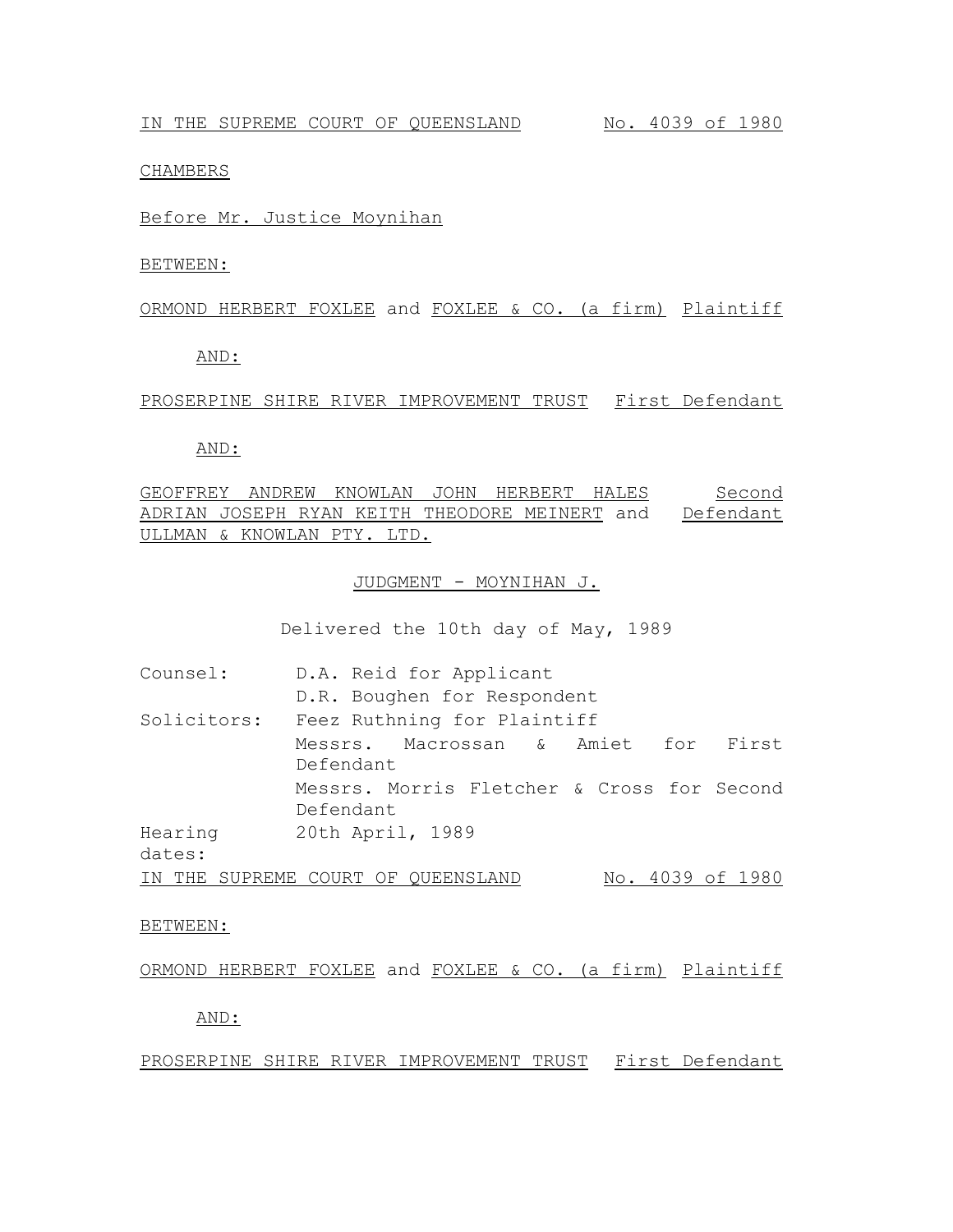IN THE SUPREME COURT OF QUEENSLAND No. 4039 of 1980

CHAMBERS

Before Mr. Justice Moynihan

BETWEEN:

ORMOND HERBERT FOXLEE and FOXLEE & CO. (a firm) Plaintiff

AND:

PROSERPINE SHIRE RIVER IMPROVEMENT TRUST First Defendant

AND:

GEOFFREY ANDREW KNOWLAN JOHN HERBERT HALES ADRIAN JOSEPH RYAN KEITH THEODORE MEINERT and ULLMAN & KNOWLAN PTY. LTD. Second Defendant

JUDGMENT - MOYNIHAN J.

Delivered the 10th day of May, 1989

| | |
|---|---|
| Counsel: | D.A. Reid for Applicant |
| | D.R. Boughen for Respondent |
| Solicitors: | Feez Ruthning for Plaintiff |
| | Messrs. Macrossan & Amiet for First Defendant |
| | Messrs. Morris Fletcher & Cross for Second Defendant |
| Hearing dates: | 20th April, 1989 |

IN THE SUPREME COURT OF QUEENSLAND No. 4039 of 1980

BETWEEN:

ORMOND HERBERT FOXLEE and FOXLEE & CO. (a firm) Plaintiff

AND:

PROSERPINE SHIRE RIVER IMPROVEMENT TRUST First Defendant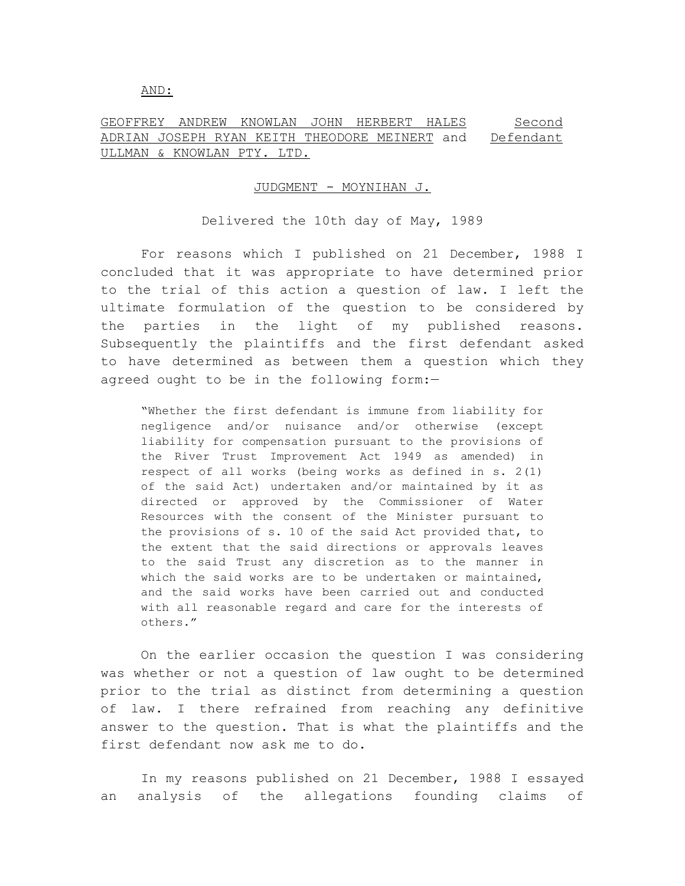AND:

GEOFFREY ANDREW KNOWLAN JOHN HERBERT HALES ADRIAN JOSEPH RYAN KEITH THEODORE MEINERT and ULLMAN & KNOWLAN PTY. LTD. — Second Defendant

JUDGMENT - MOYNIHAN J.

Delivered the 10th day of May, 1989

For reasons which I published on 21 December, 1988 I concluded that it was appropriate to have determined prior to the trial of this action a question of law. I left the ultimate formulation of the question to be considered by the parties in the light of my published reasons. Subsequently the plaintiffs and the first defendant asked to have determined as between them a question which they agreed ought to be in the following form:—

> "Whether the first defendant is immune from liability for negligence and/or nuisance and/or otherwise (except liability for compensation pursuant to the provisions of the River Trust Improvement Act 1949 as amended) in respect of all works (being works as defined in s. 2(1) of the said Act) undertaken and/or maintained by it as directed or approved by the Commissioner of Water Resources with the consent of the Minister pursuant to the provisions of s. 10 of the said Act provided that, to the extent that the said directions or approvals leaves to the said Trust any discretion as to the manner in which the said works are to be undertaken or maintained, and the said works have been carried out and conducted with all reasonable regard and care for the interests of others."

On the earlier occasion the question I was considering was whether or not a question of law ought to be determined prior to the trial as distinct from determining a question of law. I there refrained from reaching any definitive answer to the question. That is what the plaintiffs and the first defendant now ask me to do.

In my reasons published on 21 December, 1988 I essayed an analysis of the allegations founding claims of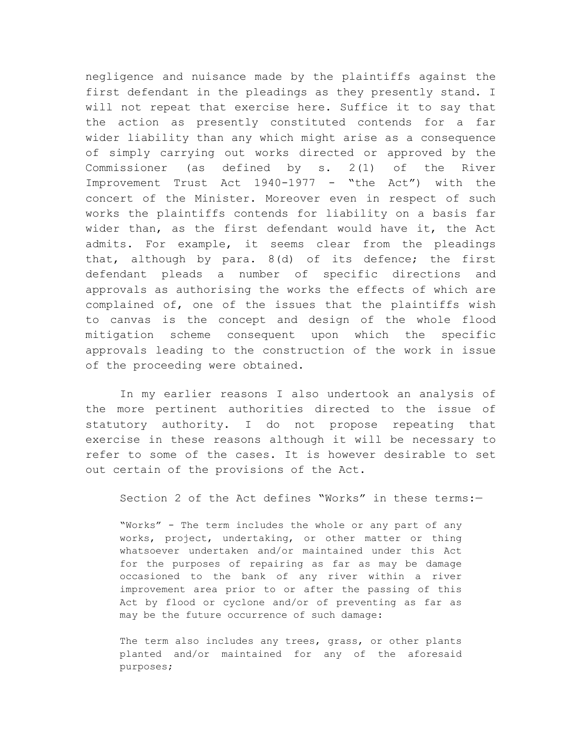negligence and nuisance made by the plaintiffs against the first defendant in the pleadings as they presently stand. I will not repeat that exercise here. Suffice it to say that the action as presently constituted contends for a far wider liability than any which might arise as a consequence of simply carrying out works directed or approved by the Commissioner (as defined by s. 2(1) of the River Improvement Trust Act 1940-1977 - "the Act") with the concert of the Minister. Moreover even in respect of such works the plaintiffs contends for liability on a basis far wider than, as the first defendant would have it, the Act admits. For example, it seems clear from the pleadings that, although by para. 8(d) of its defence; the first defendant pleads a number of specific directions and approvals as authorising the works the effects of which are complained of, one of the issues that the plaintiffs wish to canvas is the concept and design of the whole flood mitigation scheme consequent upon which the specific approvals leading to the construction of the work in issue of the proceeding were obtained.

In my earlier reasons I also undertook an analysis of the more pertinent authorities directed to the issue of statutory authority. I do not propose repeating that exercise in these reasons although it will be necessary to refer to some of the cases. It is however desirable to set out certain of the provisions of the Act.

Section 2 of the Act defines "Works" in these terms:—

> "Works" - The term includes the whole or any part of any works, project, undertaking, or other matter or thing whatsoever undertaken and/or maintained under this Act for the purposes of repairing as far as may be damage occasioned to the bank of any river within a river improvement area prior to or after the passing of this Act by flood or cyclone and/or of preventing as far as may be the future occurrence of such damage:
>
> The term also includes any trees, grass, or other plants planted and/or maintained for any of the aforesaid purposes;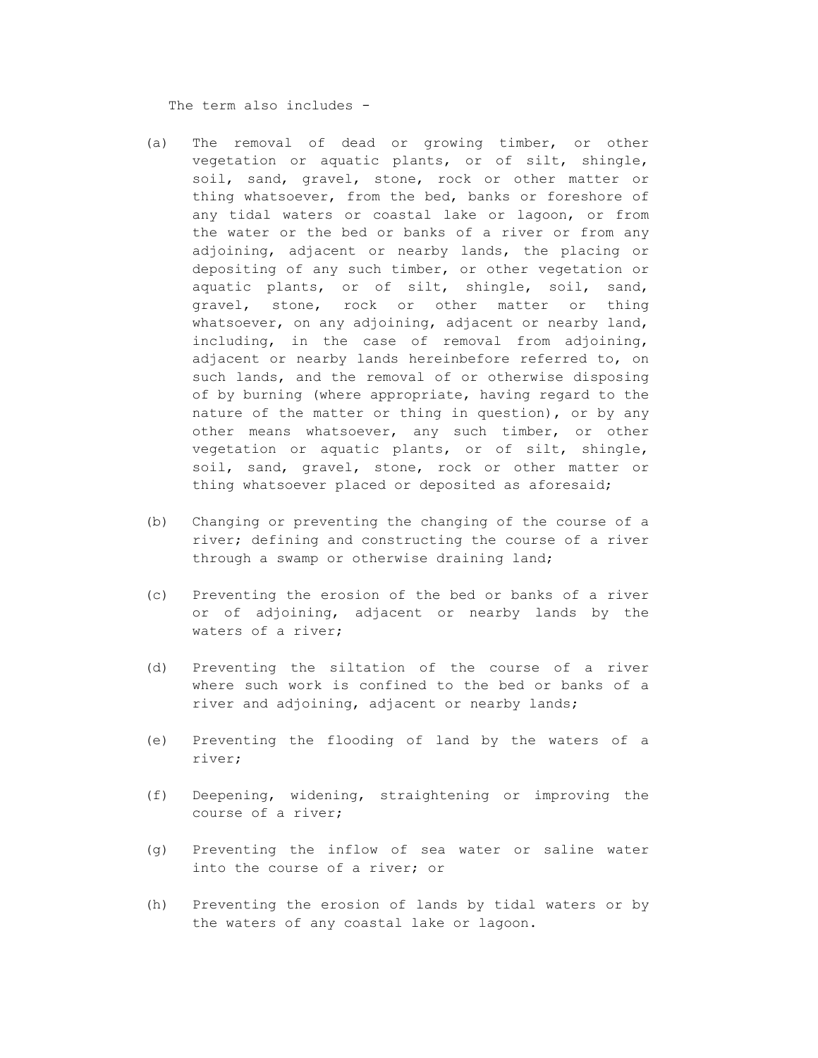The term also includes -

(a) The removal of dead or growing timber, or other vegetation or aquatic plants, or of silt, shingle, soil, sand, gravel, stone, rock or other matter or thing whatsoever, from the bed, banks or foreshore of any tidal waters or coastal lake or lagoon, or from the water or the bed or banks of a river or from any adjoining, adjacent or nearby lands, the placing or depositing of any such timber, or other vegetation or aquatic plants, or of silt, shingle, soil, sand, gravel, stone, rock or other matter or thing whatsoever, on any adjoining, adjacent or nearby land, including, in the case of removal from adjoining, adjacent or nearby lands hereinbefore referred to, on such lands, and the removal of or otherwise disposing of by burning (where appropriate, having regard to the nature of the matter or thing in question), or by any other means whatsoever, any such timber, or other vegetation or aquatic plants, or of silt, shingle, soil, sand, gravel, stone, rock or other matter or thing whatsoever placed or deposited as aforesaid;

(b) Changing or preventing the changing of the course of a river; defining and constructing the course of a river through a swamp or otherwise draining land;

(c) Preventing the erosion of the bed or banks of a river or of adjoining, adjacent or nearby lands by the waters of a river;

(d) Preventing the siltation of the course of a river where such work is confined to the bed or banks of a river and adjoining, adjacent or nearby lands;

(e) Preventing the flooding of land by the waters of a river;

(f) Deepening, widening, straightening or improving the course of a river;

(g) Preventing the inflow of sea water or saline water into the course of a river; or

(h) Preventing the erosion of lands by tidal waters or by the waters of any coastal lake or lagoon.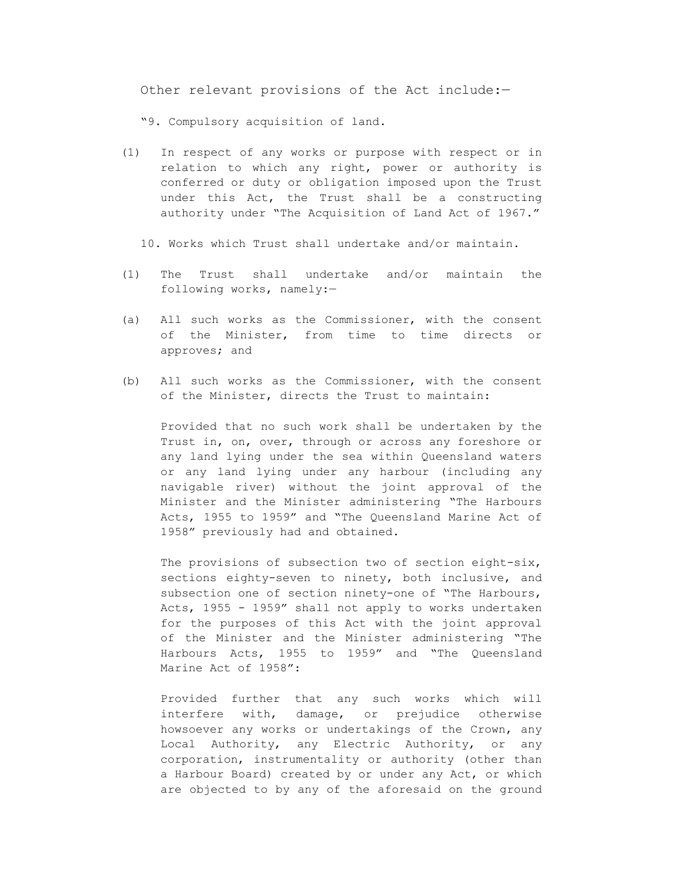Other relevant provisions of the Act include:—

"9. Compulsory acquisition of land.

(1) In respect of any works or purpose with respect or in relation to which any right, power or authority is conferred or duty or obligation imposed upon the Trust under this Act, the Trust shall be a constructing authority under "The Acquisition of Land Act of 1967."

10. Works which Trust shall undertake and/or maintain.

(1) The Trust shall undertake and/or maintain the following works, namely:—

(a) All such works as the Commissioner, with the consent of the Minister, from time to time directs or approves; and

(b) All such works as the Commissioner, with the consent of the Minister, directs the Trust to maintain:

Provided that no such work shall be undertaken by the Trust in, on, over, through or across any foreshore or any land lying under the sea within Queensland waters or any land lying under any harbour (including any navigable river) without the joint approval of the Minister and the Minister administering "The Harbours Acts, 1955 to 1959" and "The Queensland Marine Act of 1958" previously had and obtained.

The provisions of subsection two of section eight-six, sections eighty-seven to ninety, both inclusive, and subsection one of section ninety-one of "The Harbours, Acts, 1955 - 1959" shall not apply to works undertaken for the purposes of this Act with the joint approval of the Minister and the Minister administering "The Harbours Acts, 1955 to 1959" and "The Queensland Marine Act of 1958":

Provided further that any such works which will interfere with, damage, or prejudice otherwise howsoever any works or undertakings of the Crown, any Local Authority, any Electric Authority, or any corporation, instrumentality or authority (other than a Harbour Board) created by or under any Act, or which are objected to by any of the aforesaid on the ground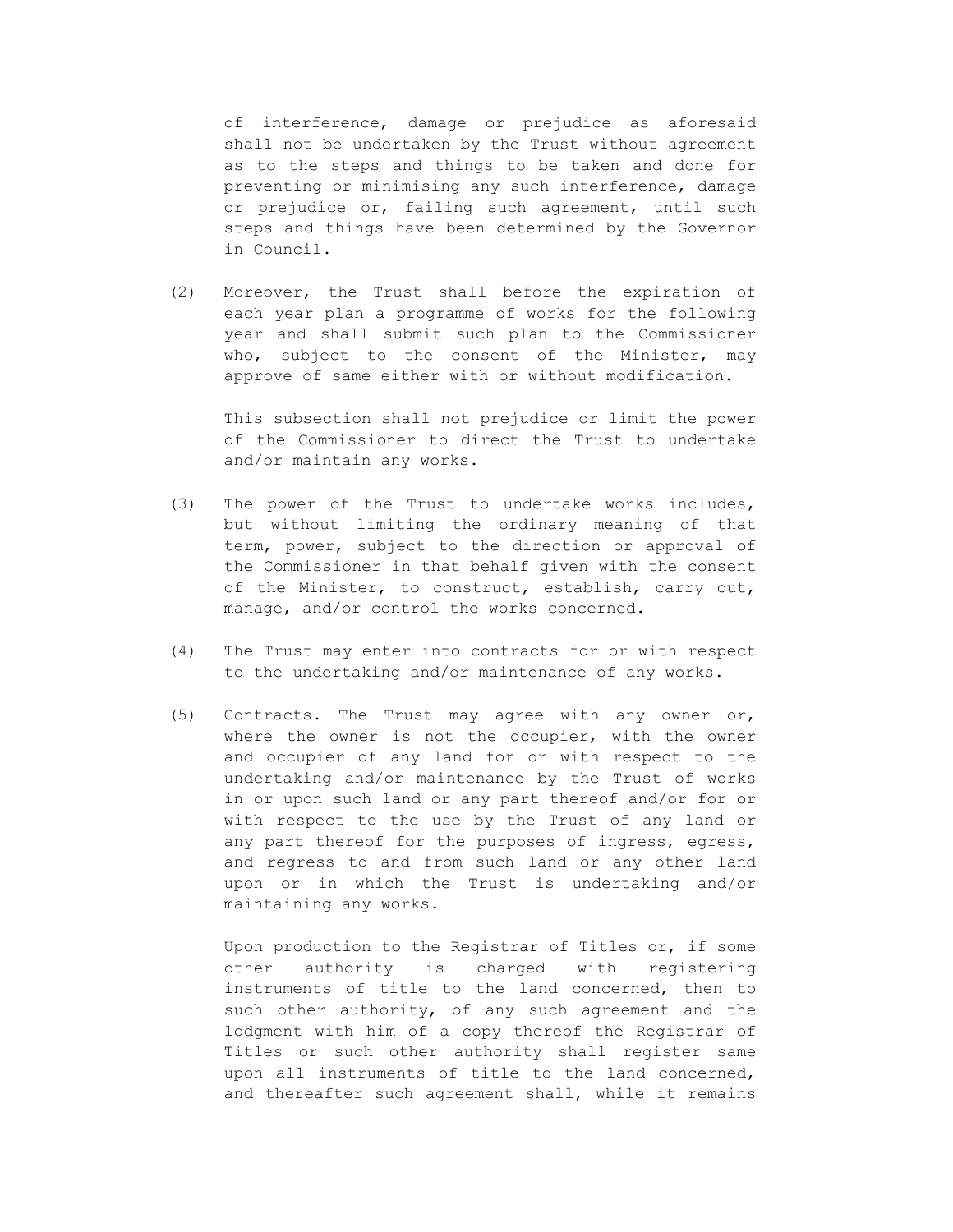of interference, damage or prejudice as aforesaid shall not be undertaken by the Trust without agreement as to the steps and things to be taken and done for preventing or minimising any such interference, damage or prejudice or, failing such agreement, until such steps and things have been determined by the Governor in Council.

(2) Moreover, the Trust shall before the expiration of each year plan a programme of works for the following year and shall submit such plan to the Commissioner who, subject to the consent of the Minister, may approve of same either with or without modification.

This subsection shall not prejudice or limit the power of the Commissioner to direct the Trust to undertake and/or maintain any works.

(3) The power of the Trust to undertake works includes, but without limiting the ordinary meaning of that term, power, subject to the direction or approval of the Commissioner in that behalf given with the consent of the Minister, to construct, establish, carry out, manage, and/or control the works concerned.

(4) The Trust may enter into contracts for or with respect to the undertaking and/or maintenance of any works.

(5) Contracts. The Trust may agree with any owner or, where the owner is not the occupier, with the owner and occupier of any land for or with respect to the undertaking and/or maintenance by the Trust of works in or upon such land or any part thereof and/or for or with respect to the use by the Trust of any land or any part thereof for the purposes of ingress, egress, and regress to and from such land or any other land upon or in which the Trust is undertaking and/or maintaining any works.

Upon production to the Registrar of Titles or, if some other authority is charged with registering instruments of title to the land concerned, then to such other authority, of any such agreement and the lodgment with him of a copy thereof the Registrar of Titles or such other authority shall register same upon all instruments of title to the land concerned, and thereafter such agreement shall, while it remains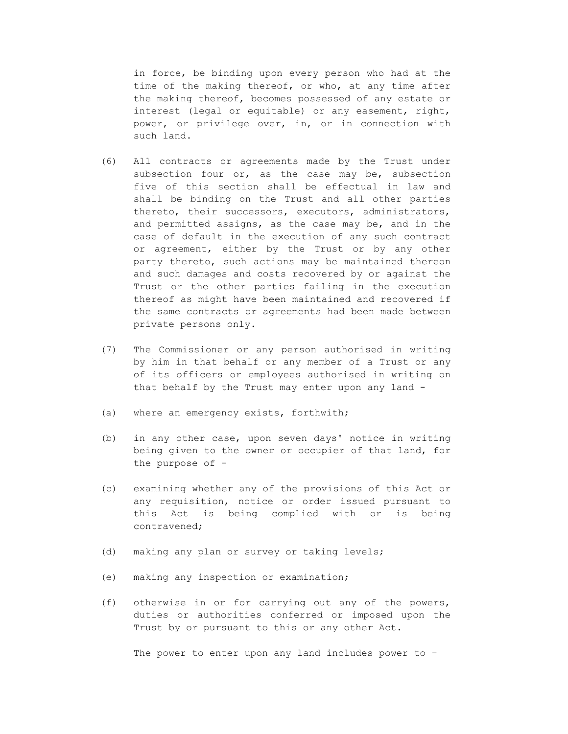in force, be binding upon every person who had at the time of the making thereof, or who, at any time after the making thereof, becomes possessed of any estate or interest (legal or equitable) or any easement, right, power, or privilege over, in, or in connection with such land.

(6) All contracts or agreements made by the Trust under subsection four or, as the case may be, subsection five of this section shall be effectual in law and shall be binding on the Trust and all other parties thereto, their successors, executors, administrators, and permitted assigns, as the case may be, and in the case of default in the execution of any such contract or agreement, either by the Trust or by any other party thereto, such actions may be maintained thereon and such damages and costs recovered by or against the Trust or the other parties failing in the execution thereof as might have been maintained and recovered if the same contracts or agreements had been made between private persons only.

(7) The Commissioner or any person authorised in writing by him in that behalf or any member of a Trust or any of its officers or employees authorised in writing on that behalf by the Trust may enter upon any land -

(a) where an emergency exists, forthwith;

(b) in any other case, upon seven days' notice in writing being given to the owner or occupier of that land, for the purpose of -

(c) examining whether any of the provisions of this Act or any requisition, notice or order issued pursuant to this Act is being complied with or is being contravened;

(d) making any plan or survey or taking levels;

(e) making any inspection or examination;

(f) otherwise in or for carrying out any of the powers, duties or authorities conferred or imposed upon the Trust by or pursuant to this or any other Act.

The power to enter upon any land includes power to -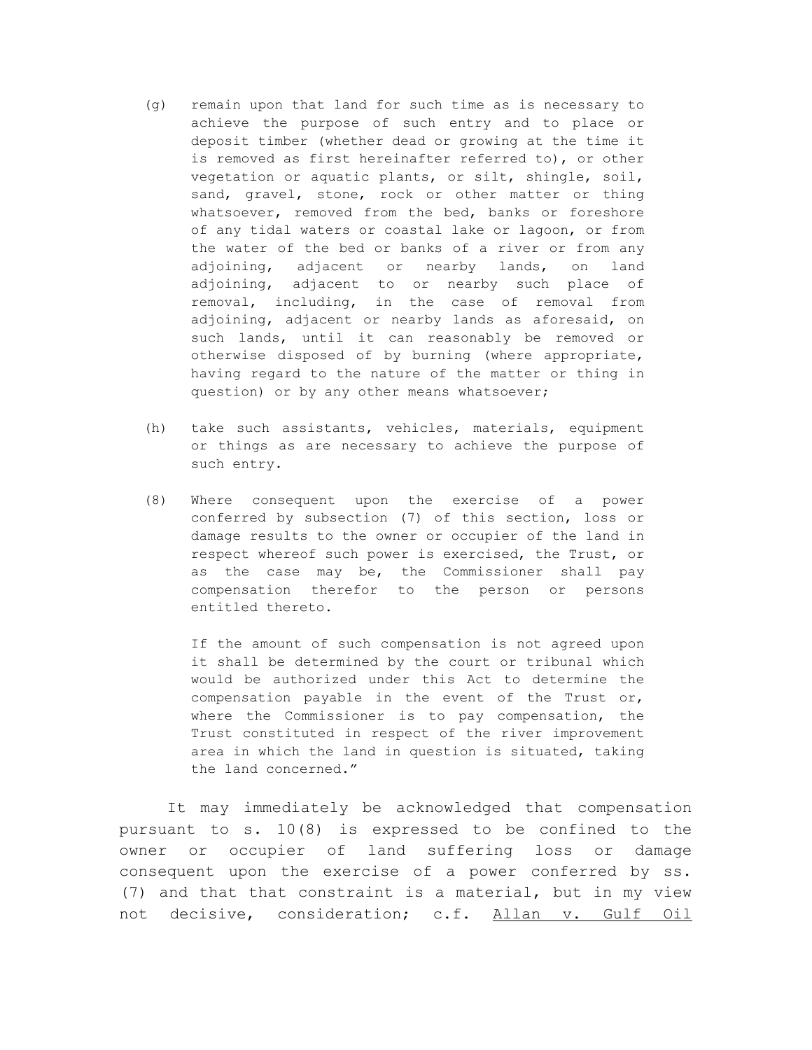(g) remain upon that land for such time as is necessary to achieve the purpose of such entry and to place or deposit timber (whether dead or growing at the time it is removed as first hereinafter referred to), or other vegetation or aquatic plants, or silt, shingle, soil, sand, gravel, stone, rock or other matter or thing whatsoever, removed from the bed, banks or foreshore of any tidal waters or coastal lake or lagoon, or from the water of the bed or banks of a river or from any adjoining, adjacent or nearby lands, on land adjoining, adjacent to or nearby such place of removal, including, in the case of removal from adjoining, adjacent or nearby lands as aforesaid, on such lands, until it can reasonably be removed or otherwise disposed of by burning (where appropriate, having regard to the nature of the matter or thing in question) or by any other means whatsoever;

(h) take such assistants, vehicles, materials, equipment or things as are necessary to achieve the purpose of such entry.

(8) Where consequent upon the exercise of a power conferred by subsection (7) of this section, loss or damage results to the owner or occupier of the land in respect whereof such power is exercised, the Trust, or as the case may be, the Commissioner shall pay compensation therefor to the person or persons entitled thereto.

If the amount of such compensation is not agreed upon it shall be determined by the court or tribunal which would be authorized under this Act to determine the compensation payable in the event of the Trust or, where the Commissioner is to pay compensation, the Trust constituted in respect of the river improvement area in which the land in question is situated, taking the land concerned."

It may immediately be acknowledged that compensation pursuant to s. 10(8) is expressed to be confined to the owner or occupier of land suffering loss or damage consequent upon the exercise of a power conferred by ss. (7) and that that constraint is a material, but in my view not decisive, consideration; c.f. Allan v. Gulf Oil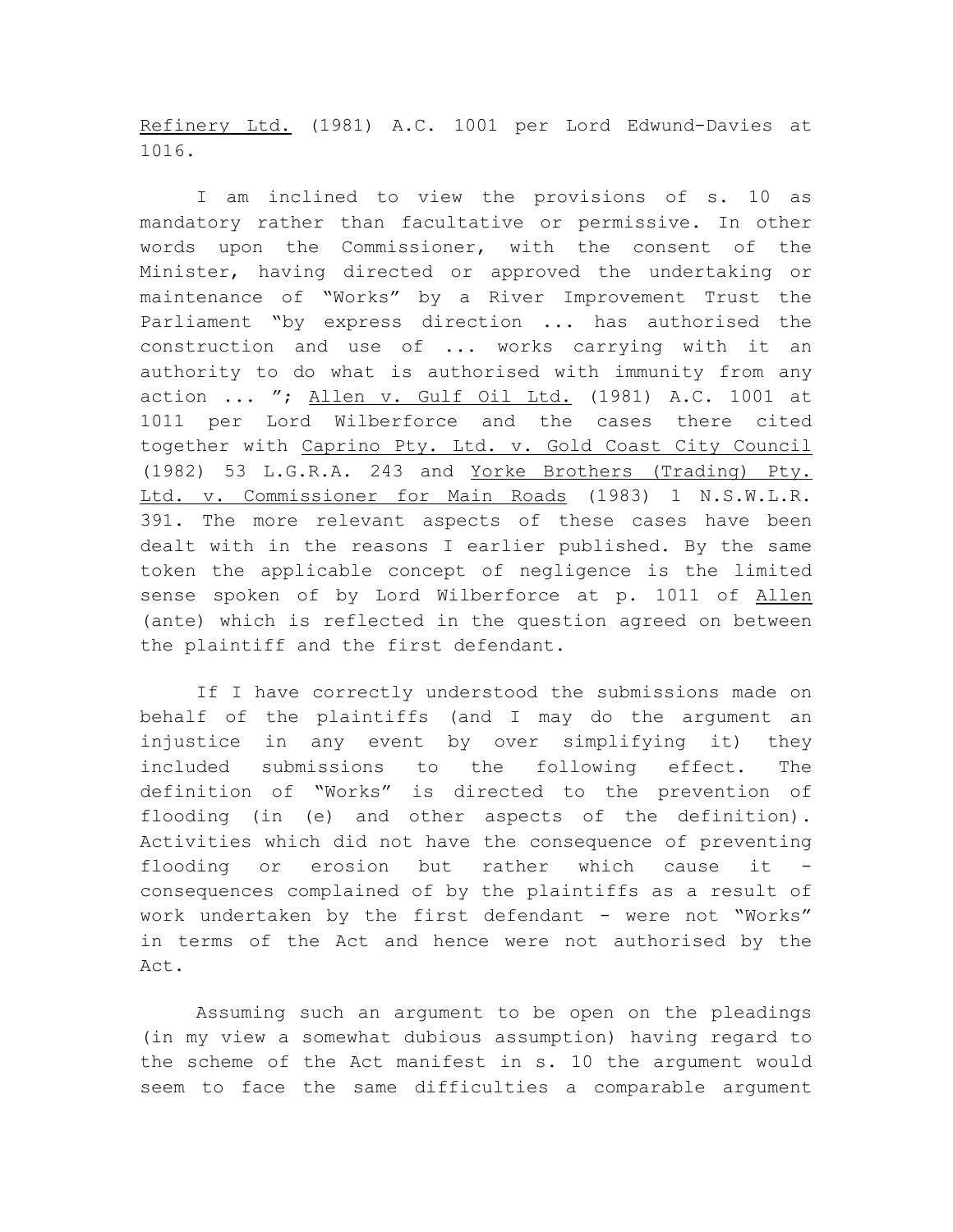Refinery Ltd. (1981) A.C. 1001 per Lord Edwund-Davies at 1016.

I am inclined to view the provisions of s. 10 as mandatory rather than facultative or permissive. In other words upon the Commissioner, with the consent of the Minister, having directed or approved the undertaking or maintenance of "Works" by a River Improvement Trust the Parliament "by express direction ... has authorised the construction and use of ... works carrying with it an authority to do what is authorised with immunity from any action ... "; Allen v. Gulf Oil Ltd. (1981) A.C. 1001 at 1011 per Lord Wilberforce and the cases there cited together with Caprino Pty. Ltd. v. Gold Coast City Council (1982) 53 L.G.R.A. 243 and Yorke Brothers (Trading) Pty. Ltd. v. Commissioner for Main Roads (1983) 1 N.S.W.L.R. 391. The more relevant aspects of these cases have been dealt with in the reasons I earlier published. By the same token the applicable concept of negligence is the limited sense spoken of by Lord Wilberforce at p. 1011 of Allen (ante) which is reflected in the question agreed on between the plaintiff and the first defendant.

If I have correctly understood the submissions made on behalf of the plaintiffs (and I may do the argument an injustice in any event by over simplifying it) they included submissions to the following effect. The definition of "Works" is directed to the prevention of flooding (in (e) and other aspects of the definition). Activities which did not have the consequence of preventing flooding or erosion but rather which cause it - consequences complained of by the plaintiffs as a result of work undertaken by the first defendant - were not "Works" in terms of the Act and hence were not authorised by the Act.

Assuming such an argument to be open on the pleadings (in my view a somewhat dubious assumption) having regard to the scheme of the Act manifest in s. 10 the argument would seem to face the same difficulties a comparable argument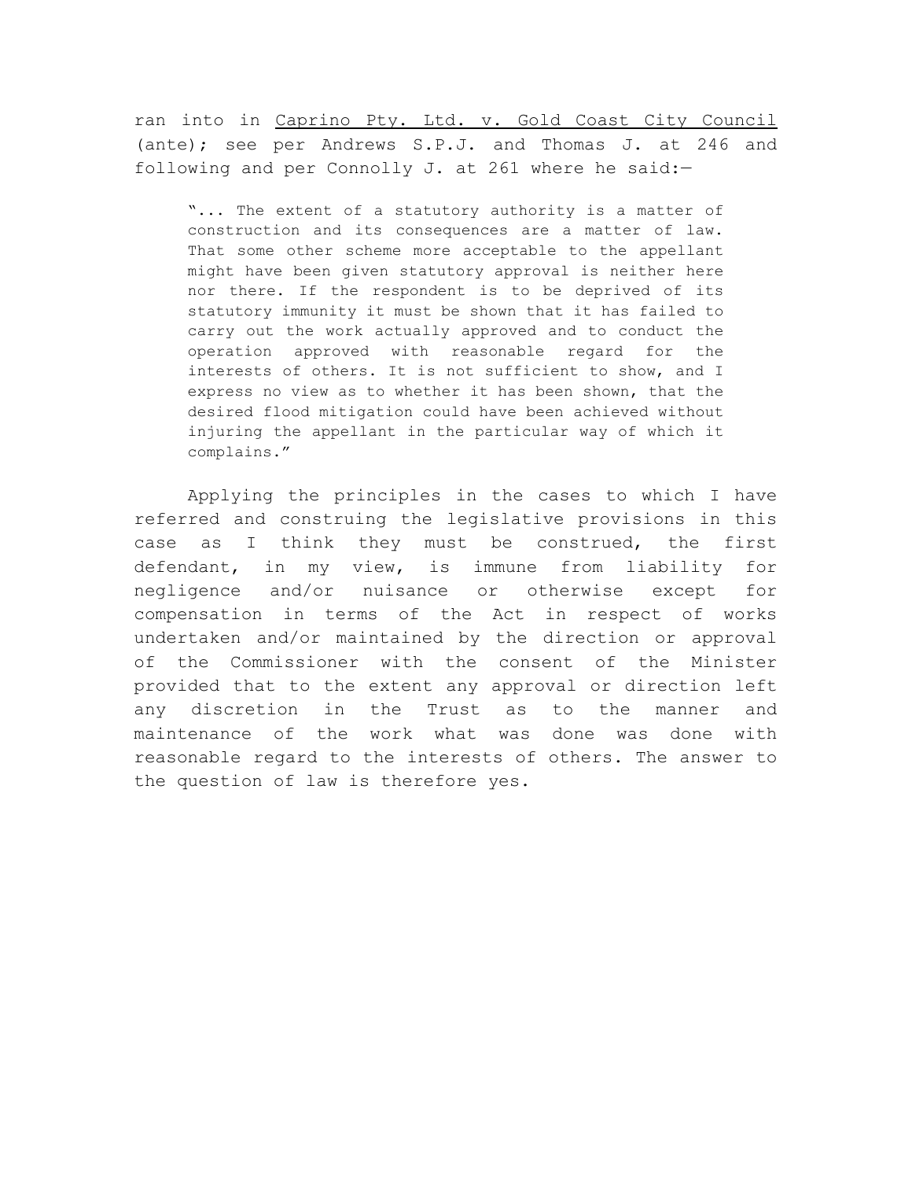ran into in Caprino Pty. Ltd. v. Gold Coast City Council (ante); see per Andrews S.P.J. and Thomas J. at 246 and following and per Connolly J. at 261 where he said:—

> "... The extent of a statutory authority is a matter of construction and its consequences are a matter of law. That some other scheme more acceptable to the appellant might have been given statutory approval is neither here nor there. If the respondent is to be deprived of its statutory immunity it must be shown that it has failed to carry out the work actually approved and to conduct the operation approved with reasonable regard for the interests of others. It is not sufficient to show, and I express no view as to whether it has been shown, that the desired flood mitigation could have been achieved without injuring the appellant in the particular way of which it complains."

Applying the principles in the cases to which I have referred and construing the legislative provisions in this case as I think they must be construed, the first defendant, in my view, is immune from liability for negligence and/or nuisance or otherwise except for compensation in terms of the Act in respect of works undertaken and/or maintained by the direction or approval of the Commissioner with the consent of the Minister provided that to the extent any approval or direction left any discretion in the Trust as to the manner and maintenance of the work what was done was done with reasonable regard to the interests of others. The answer to the question of law is therefore yes.